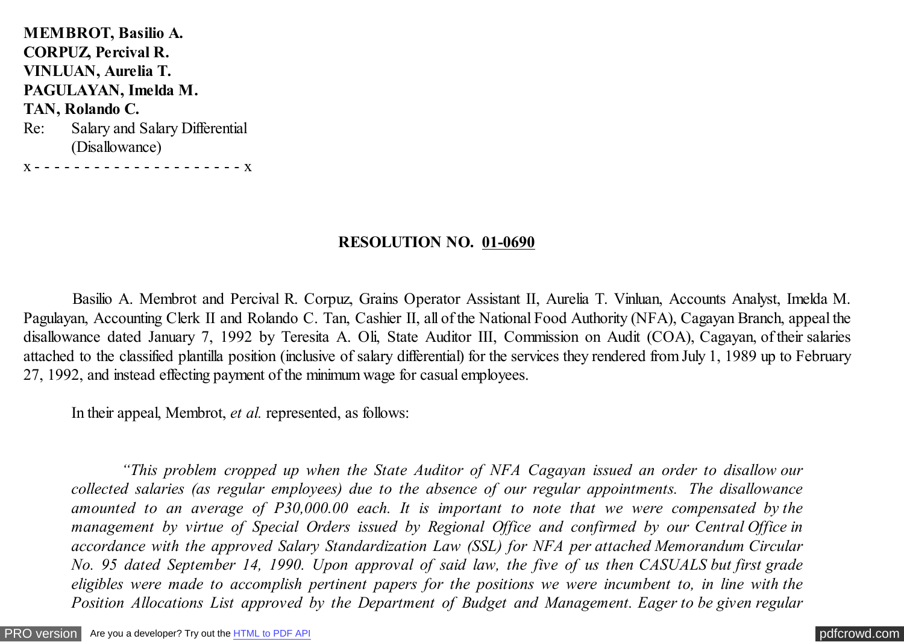**MEMBROT, Basilio A.**
**CORPUZ, Percival R.**
**VINLUAN, Aurelia T.**
**PAGULAYAN, Imelda M.**
**TAN, Rolando C.**
Re: Salary and Salary Differential (Disallowance)
x - - - - - - - - - - - - - - - - - - - - - x

**RESOLUTION NO. 01-0690**

Basilio A. Membrot and Percival R. Corpuz, Grains Operator Assistant II, Aurelia T. Vinluan, Accounts Analyst, Imelda M. Pagulayan, Accounting Clerk II and Rolando C. Tan, Cashier II, all of the National Food Authority (NFA), Cagayan Branch, appeal the disallowance dated January 7, 1992 by Teresita A. Oli, State Auditor III, Commission on Audit (COA), Cagayan, of their salaries attached to the classified plantilla position (inclusive of salary differential) for the services they rendered from July 1, 1989 up to February 27, 1992, and instead effecting payment of the minimum wage for casual employees.

In their appeal, Membrot, *et al.* represented, as follows:

*"This problem cropped up when the State Auditor of NFA Cagayan issued an order to disallow our collected salaries (as regular employees) due to the absence of our regular appointments. The disallowance amounted to an average of P30,000.00 each. It is important to note that we were compensated by the management by virtue of Special Orders issued by Regional Office and confirmed by our Central Office in accordance with the approved Salary Standardization Law (SSL) for NFA per attached Memorandum Circular No. 95 dated September 14, 1990. Upon approval of said law, the five of us then CASUALS but first grade eligibles were made to accomplish pertinent papers for the positions we were incumbent to, in line with the Position Allocations List approved by the Department of Budget and Management. Eager to be given regular*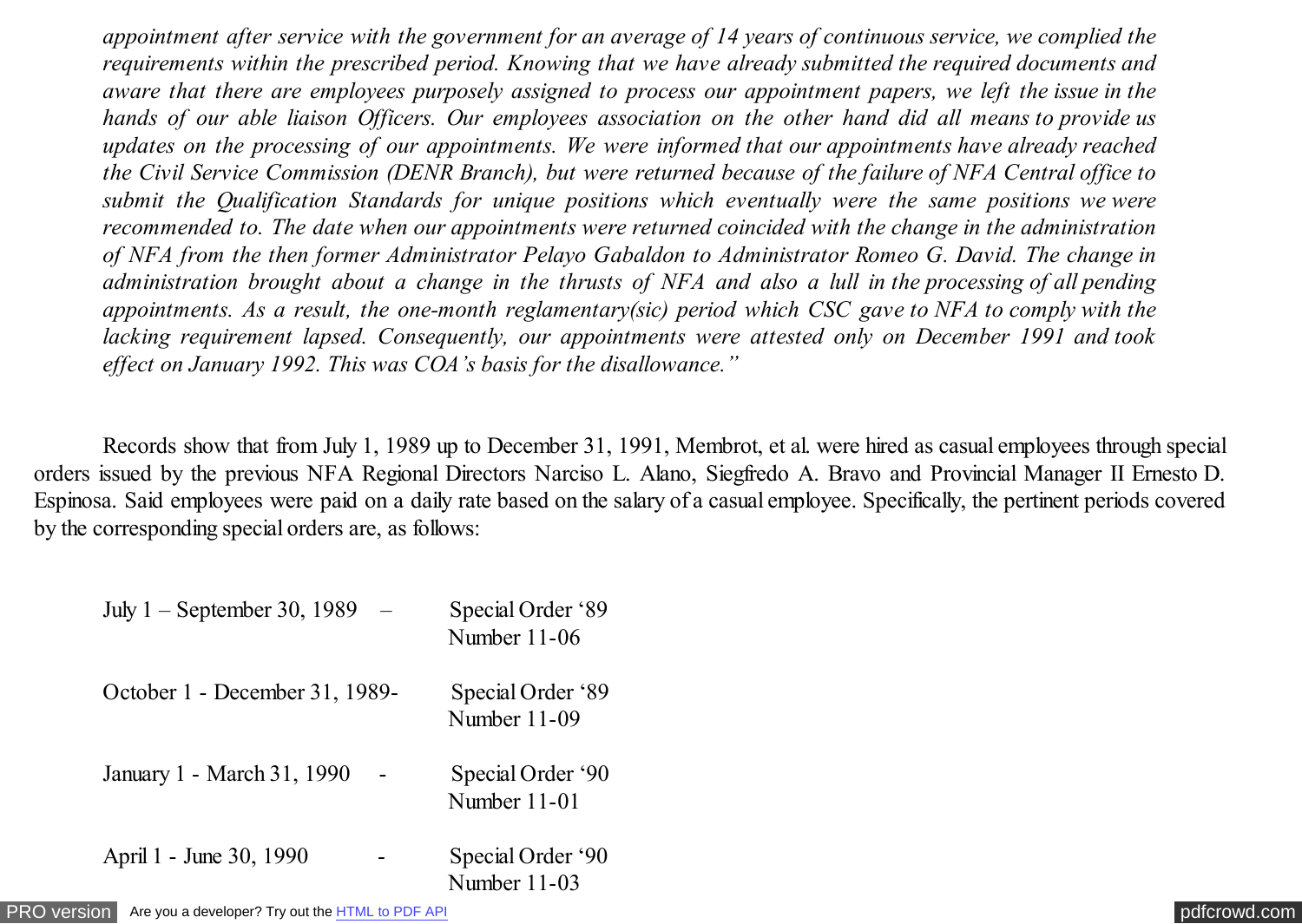*appointment after service with the government for an average of 14 years of continuous service, we complied the requirements within the prescribed period. Knowing that we have already submitted the required documents and aware that there are employees purposely assigned to process our appointment papers, we left the issue in the hands of our able liaison Officers. Our employees association on the other hand did all means to provide us updates on the processing of our appointments. We were informed that our appointments have already reached the Civil Service Commission (DENR Branch), but were returned because of the failure of NFA Central office to submit the Qualification Standards for unique positions which eventually were the same positions we were recommended to. The date when our appointments were returned coincided with the change in the administration of NFA from the then former Administrator Pelayo Gabaldon to Administrator Romeo G. David. The change in administration brought about a change in the thrusts of NFA and also a lull in the processing of all pending appointments. As a result, the one-month reglamentary(sic) period which CSC gave to NFA to comply with the lacking requirement lapsed. Consequently, our appointments were attested only on December 1991 and took effect on January 1992. This was COA's basis for the disallowance."*

Records show that from July 1, 1989 up to December 31, 1991, Membrot, et al. were hired as casual employees through special orders issued by the previous NFA Regional Directors Narciso L. Alano, Siegfredo A. Bravo and Provincial Manager II Ernesto D. Espinosa. Said employees were paid on a daily rate based on the salary of a casual employee. Specifically, the pertinent periods covered by the corresponding special orders are, as follows:

| | |
|---|---|
| July 1 – September 30, 1989 – | Special Order '89 Number 11-06 |
| October 1 - December 31, 1989- | Special Order '89 Number 11-09 |
| January 1 - March 31, 1990 - | Special Order '90 Number 11-01 |
| April 1 - June 30, 1990 - | Special Order '90 Number 11-03 |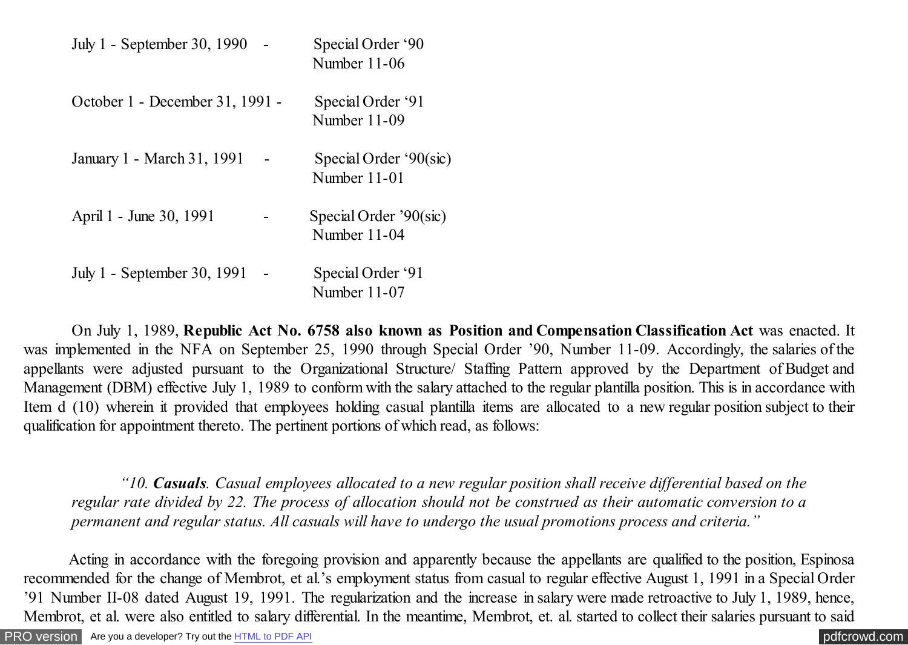July 1 - September 30, 1990 - Special Order '90 Number 11-06

October 1 - December 31, 1991 - Special Order '91 Number 11-09

January 1 - March 31, 1991 - Special Order '90(sic) Number 11-01

April 1 - June 30, 1991 - Special Order '90(sic) Number 11-04

July 1 - September 30, 1991 - Special Order '91 Number 11-07

On July 1, 1989, **Republic Act No. 6758 also known as Position and Compensation Classification Act** was enacted. It was implemented in the NFA on September 25, 1990 through Special Order '90, Number 11-09. Accordingly, the salaries of the appellants were adjusted pursuant to the Organizational Structure/ Staffing Pattern approved by the Department of Budget and Management (DBM) effective July 1, 1989 to conform with the salary attached to the regular plantilla position. This is in accordance with Item d (10) wherein it provided that employees holding casual plantilla items are allocated to a new regular position subject to their qualification for appointment thereto. The pertinent portions of which read, as follows:

> *"10.* ***Casuals****. Casual employees allocated to a new regular position shall receive differential based on the regular rate divided by 22. The process of allocation should not be construed as their automatic conversion to a permanent and regular status. All casuals will have to undergo the usual promotions process and criteria."*

Acting in accordance with the foregoing provision and apparently because the appellants are qualified to the position, Espinosa recommended for the change of Membrot, et al.'s employment status from casual to regular effective August 1, 1991 in a Special Order '91 Number II-08 dated August 19, 1991. The regularization and the increase in salary were made retroactive to July 1, 1989, hence, Membrot, et al. were also entitled to salary differential. In the meantime, Membrot, et. al. started to collect their salaries pursuant to said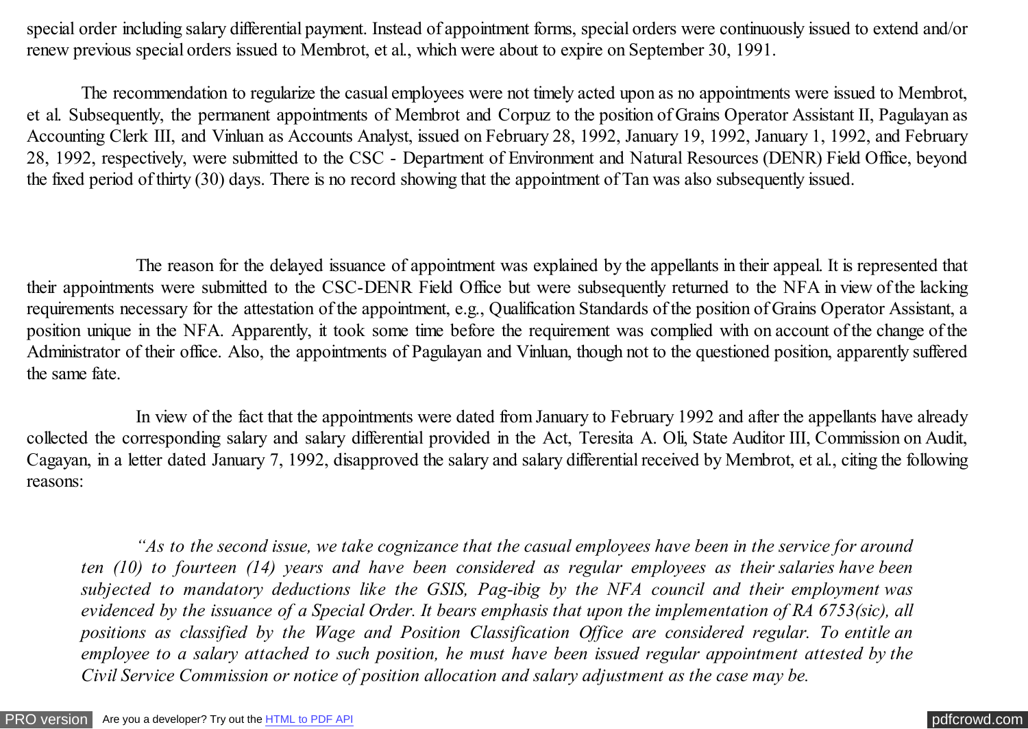special order including salary differential payment. Instead of appointment forms, special orders were continuously issued to extend and/or renew previous special orders issued to Membrot, et al., which were about to expire on September 30, 1991.

The recommendation to regularize the casual employees were not timely acted upon as no appointments were issued to Membrot, et al. Subsequently, the permanent appointments of Membrot and Corpuz to the position of Grains Operator Assistant II, Pagulayan as Accounting Clerk III, and Vinluan as Accounts Analyst, issued on February 28, 1992, January 19, 1992, January 1, 1992, and February 28, 1992, respectively, were submitted to the CSC - Department of Environment and Natural Resources (DENR) Field Office, beyond the fixed period of thirty (30) days. There is no record showing that the appointment of Tan was also subsequently issued.

The reason for the delayed issuance of appointment was explained by the appellants in their appeal. It is represented that their appointments were submitted to the CSC-DENR Field Office but were subsequently returned to the NFA in view of the lacking requirements necessary for the attestation of the appointment, e.g., Qualification Standards of the position of Grains Operator Assistant, a position unique in the NFA. Apparently, it took some time before the requirement was complied with on account of the change of the Administrator of their office. Also, the appointments of Pagulayan and Vinluan, though not to the questioned position, apparently suffered the same fate.

In view of the fact that the appointments were dated from January to February 1992 and after the appellants have already collected the corresponding salary and salary differential provided in the Act, Teresita A. Oli, State Auditor III, Commission on Audit, Cagayan, in a letter dated January 7, 1992, disapproved the salary and salary differential received by Membrot, et al., citing the following reasons:

> *"As to the second issue, we take cognizance that the casual employees have been in the service for around ten (10) to fourteen (14) years and have been considered as regular employees as their salaries have been subjected to mandatory deductions like the GSIS, Pag-ibig by the NFA council and their employment was evidenced by the issuance of a Special Order. It bears emphasis that upon the implementation of RA 6753(sic), all positions as classified by the Wage and Position Classification Office are considered regular. To entitle an employee to a salary attached to such position, he must have been issued regular appointment attested by the Civil Service Commission or notice of position allocation and salary adjustment as the case may be.*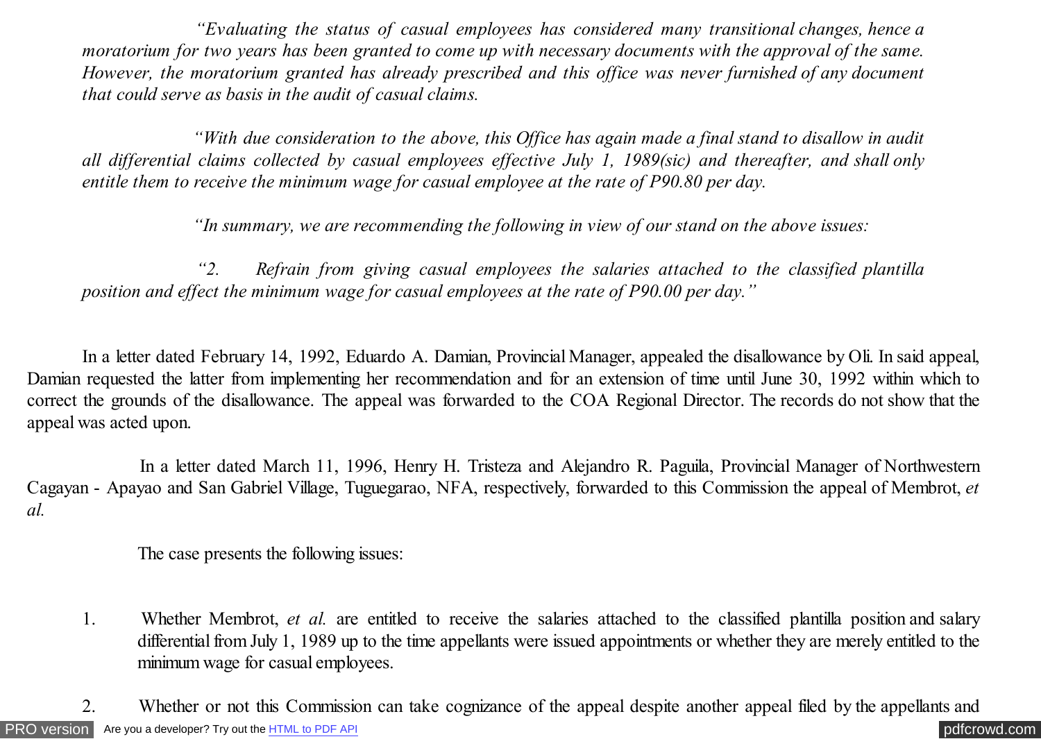*"Evaluating the status of casual employees has considered many transitional changes, hence a moratorium for two years has been granted to come up with necessary documents with the approval of the same. However, the moratorium granted has already prescribed and this office was never furnished of any document that could serve as basis in the audit of casual claims.*

*"With due consideration to the above, this Office has again made a final stand to disallow in audit all differential claims collected by casual employees effective July 1, 1989(sic) and thereafter, and shall only entitle them to receive the minimum wage for casual employee at the rate of P90.80 per day.*

*"In summary, we are recommending the following in view of our stand on the above issues:*

*"2. Refrain from giving casual employees the salaries attached to the classified plantilla position and effect the minimum wage for casual employees at the rate of P90.00 per day."*

In a letter dated February 14, 1992, Eduardo A. Damian, Provincial Manager, appealed the disallowance by Oli. In said appeal, Damian requested the latter from implementing her recommendation and for an extension of time until June 30, 1992 within which to correct the grounds of the disallowance. The appeal was forwarded to the COA Regional Director. The records do not show that the appeal was acted upon.

In a letter dated March 11, 1996, Henry H. Tristeza and Alejandro R. Paguila, Provincial Manager of Northwestern Cagayan - Apayao and San Gabriel Village, Tuguegarao, NFA, respectively, forwarded to this Commission the appeal of Membrot, *et al.*

The case presents the following issues:

1. Whether Membrot, *et al.* are entitled to receive the salaries attached to the classified plantilla position and salary differential from July 1, 1989 up to the time appellants were issued appointments or whether they are merely entitled to the minimum wage for casual employees.

2. Whether or not this Commission can take cognizance of the appeal despite another appeal filed by the appellants and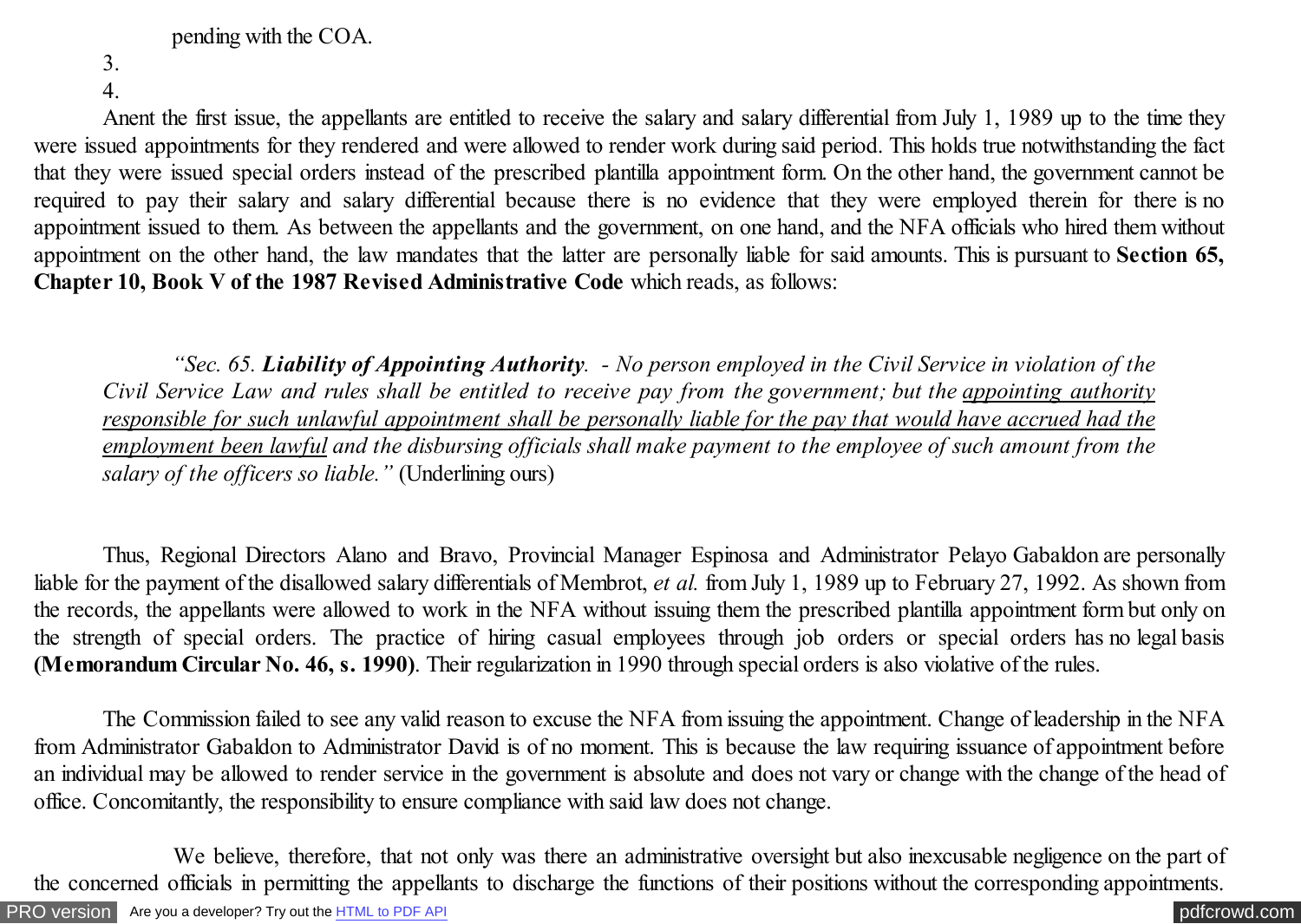pending with the COA.

3.

4.

Anent the first issue, the appellants are entitled to receive the salary and salary differential from July 1, 1989 up to the time they were issued appointments for they rendered and were allowed to render work during said period. This holds true notwithstanding the fact that they were issued special orders instead of the prescribed plantilla appointment form. On the other hand, the government cannot be required to pay their salary and salary differential because there is no evidence that they were employed therein for there is no appointment issued to them. As between the appellants and the government, on one hand, and the NFA officials who hired them without appointment on the other hand, the law mandates that the latter are personally liable for said amounts. This is pursuant to **Section 65, Chapter 10, Book V of the 1987 Revised Administrative Code** which reads, as follows:

> *"Sec. 65.* ***Liability of Appointing Authority.*** *- No person employed in the Civil Service in violation of the Civil Service Law and rules shall be entitled to receive pay from the government; but the* <u>*appointing authority responsible for such unlawful appointment shall be personally liable for the pay that would have accrued had the employment been lawful*</u> *and the disbursing officials shall make payment to the employee of such amount from the salary of the officers so liable."* (Underlining ours)

Thus, Regional Directors Alano and Bravo, Provincial Manager Espinosa and Administrator Pelayo Gabaldon are personally liable for the payment of the disallowed salary differentials of Membrot, *et al.* from July 1, 1989 up to February 27, 1992. As shown from the records, the appellants were allowed to work in the NFA without issuing them the prescribed plantilla appointment form but only on the strength of special orders. The practice of hiring casual employees through job orders or special orders has no legal basis **(Memorandum Circular No. 46, s. 1990)**. Their regularization in 1990 through special orders is also violative of the rules.

The Commission failed to see any valid reason to excuse the NFA from issuing the appointment. Change of leadership in the NFA from Administrator Gabaldon to Administrator David is of no moment. This is because the law requiring issuance of appointment before an individual may be allowed to render service in the government is absolute and does not vary or change with the change of the head of office. Concomitantly, the responsibility to ensure compliance with said law does not change.

We believe, therefore, that not only was there an administrative oversight but also inexcusable negligence on the part of the concerned officials in permitting the appellants to discharge the functions of their positions without the corresponding appointments.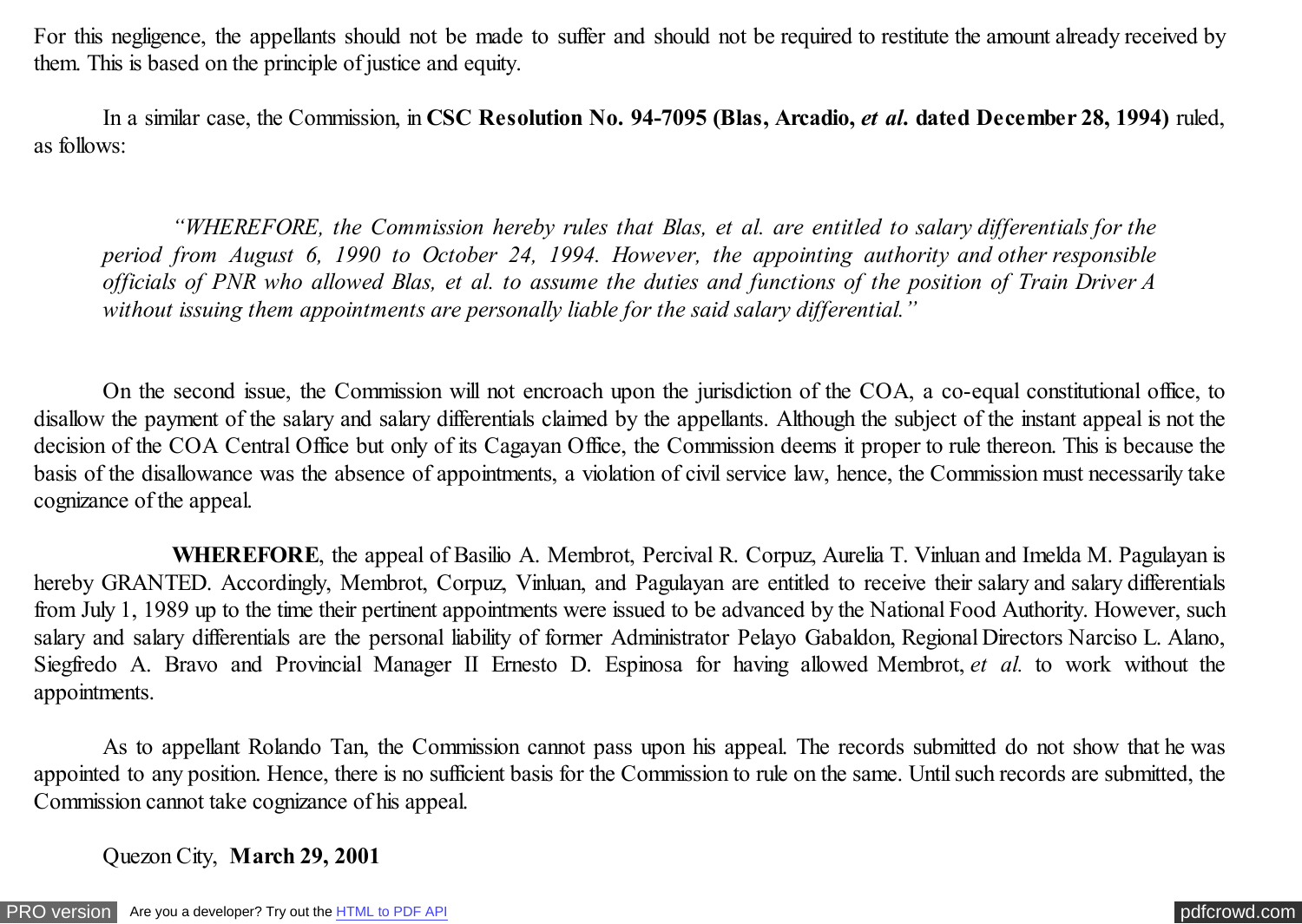For this negligence, the appellants should not be made to suffer and should not be required to restitute the amount already received by them. This is based on the principle of justice and equity.

In a similar case, the Commission, in **CSC Resolution No. 94-7095 (Blas, Arcadio, *et al.* dated December 28, 1994)** ruled, as follows:

> *"WHEREFORE, the Commission hereby rules that Blas, et al. are entitled to salary differentials for the period from August 6, 1990 to October 24, 1994. However, the appointing authority and other responsible officials of PNR who allowed Blas, et al. to assume the duties and functions of the position of Train Driver A without issuing them appointments are personally liable for the said salary differential."*

On the second issue, the Commission will not encroach upon the jurisdiction of the COA, a co-equal constitutional office, to disallow the payment of the salary and salary differentials claimed by the appellants. Although the subject of the instant appeal is not the decision of the COA Central Office but only of its Cagayan Office, the Commission deems it proper to rule thereon. This is because the basis of the disallowance was the absence of appointments, a violation of civil service law, hence, the Commission must necessarily take cognizance of the appeal.

**WHEREFORE**, the appeal of Basilio A. Membrot, Percival R. Corpuz, Aurelia T. Vinluan and Imelda M. Pagulayan is hereby GRANTED. Accordingly, Membrot, Corpuz, Vinluan, and Pagulayan are entitled to receive their salary and salary differentials from July 1, 1989 up to the time their pertinent appointments were issued to be advanced by the National Food Authority. However, such salary and salary differentials are the personal liability of former Administrator Pelayo Gabaldon, Regional Directors Narciso L. Alano, Siegfredo A. Bravo and Provincial Manager II Ernesto D. Espinosa for having allowed Membrot, *et al.* to work without the appointments.

As to appellant Rolando Tan, the Commission cannot pass upon his appeal. The records submitted do not show that he was appointed to any position. Hence, there is no sufficient basis for the Commission to rule on the same. Until such records are submitted, the Commission cannot take cognizance of his appeal.

Quezon City, **March 29, 2001**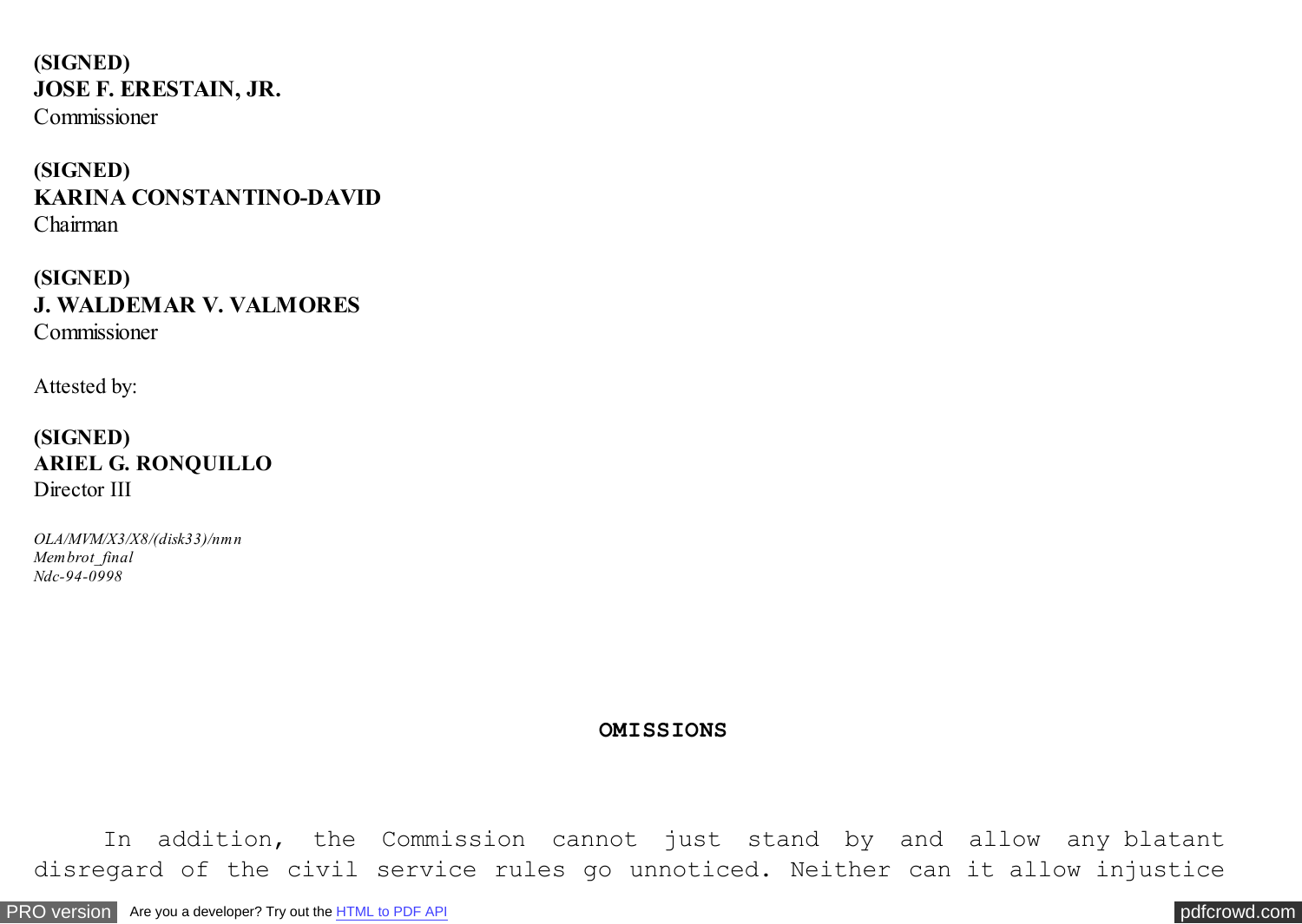**(SIGNED)**
**JOSE F. ERESTAIN, JR.**
Commissioner

**(SIGNED)**
**KARINA CONSTANTINO-DAVID**
Chairman

**(SIGNED)**
**J. WALDEMAR V. VALMORES**
Commissioner

Attested by:

**(SIGNED)**
**ARIEL G. RONQUILLO**
Director III

*OLA/MVM/X3/X8/(disk33)/nmn*
*Membrot_final*
*Ndc-94-0998*

**OMISSIONS**

In addition, the Commission cannot just stand by and allow any blatant disregard of the civil service rules go unnoticed. Neither can it allow injustice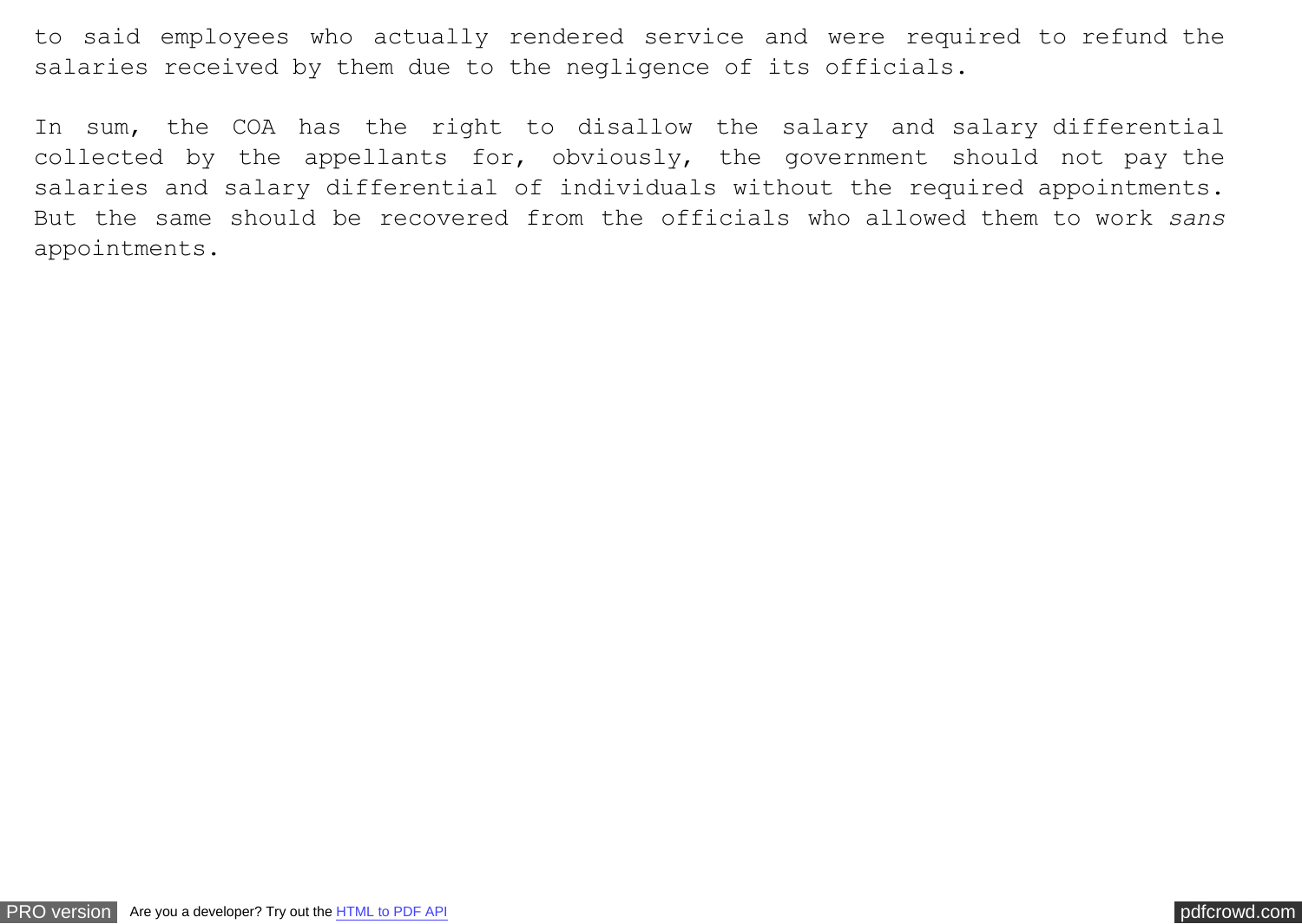to said employees who actually rendered service and were required to refund the salaries received by them due to the negligence of its officials.

In sum, the COA has the right to disallow the salary and salary differential collected by the appellants for, obviously, the government should not pay the salaries and salary differential of individuals without the required appointments. But the same should be recovered from the officials who allowed them to work *sans* appointments.